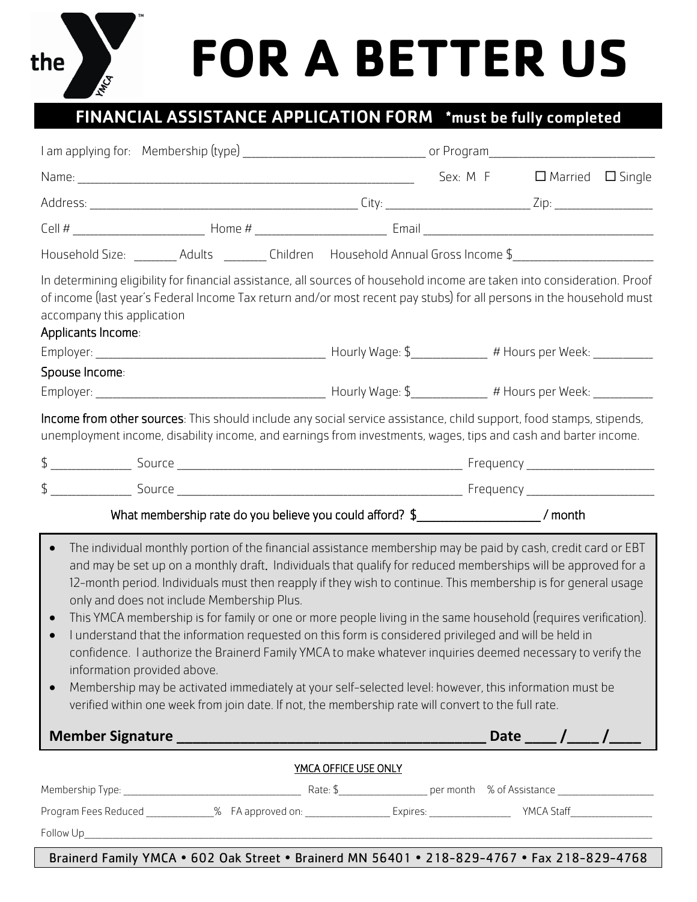# FOR A BETTER US

## FINANCIAL ASSISTANCE APPLICATION FORM *must be fully completed

I am applying for: Membership (type) ______________________________ or Program___________________________

Name: _________________________________________________________ Sex: M F ☐ Married ☐ Single

Address: ______________________________________________ City: ________________________ Zip: _________________

Cell # _____________________ Home # _____________________ Email ________________________________________

Household Size: _______ Adults _______ Children Household Annual Gross Income $_______________________

In determining eligibility for financial assistance, all sources of household income are taken into consideration. Proof of income (last year's Federal Income Tax return and/or most recent pay stubs) for all persons in the household must accompany this application

**Applicants Income**:

Employer: ______________________________________ Hourly Wage: $____________ # Hours per Week: __________

**Spouse Income**:

Employer: ______________________________________ Hourly Wage: $____________ # Hours per Week: __________

**Income from other sources**: This should include any social service assistance, child support, food stamps, stipends, unemployment income, disability income, and earnings from investments, wages, tips and cash and barter income.

$ _____________ Source ______________________________________________ Frequency _____________________

$ _____________ Source ______________________________________________ Frequency _____________________

What membership rate do you believe you could afford? $___________________ / month

- The individual monthly portion of the financial assistance membership may be paid by cash, credit card or EBT and may be set up on a monthly draft. Individuals that qualify for reduced memberships will be approved for a 12-month period. Individuals must then reapply if they wish to continue. This membership is for general usage only and does not include Membership Plus.
- This YMCA membership is for family or one or more people living in the same household (requires verification).
- I understand that the information requested on this form is considered privileged and will be held in confidence. I authorize the Brainerd Family YMCA to make whatever inquiries deemed necessary to verify the information provided above.
- Membership may be activated immediately at your self-selected level: however, this information must be verified within one week from join date. If not, the membership rate will convert to the full rate.

**Member Signature ______________________________________ Date ____ /____ /____**

YMCA OFFICE USE ONLY

Membership Type: __________________________________ Rate: $_________________ per month % of Assistance ___________________

Program Fees Reduced _____________% FA approved on: ________________ Expires: ________________ YMCA Staff________________

Follow Up_____________________________________________________________________________________________________

Brainerd Family YMCA • 602 Oak Street • Brainerd MN 56401 • 218-829-4767 • Fax 218-829-4768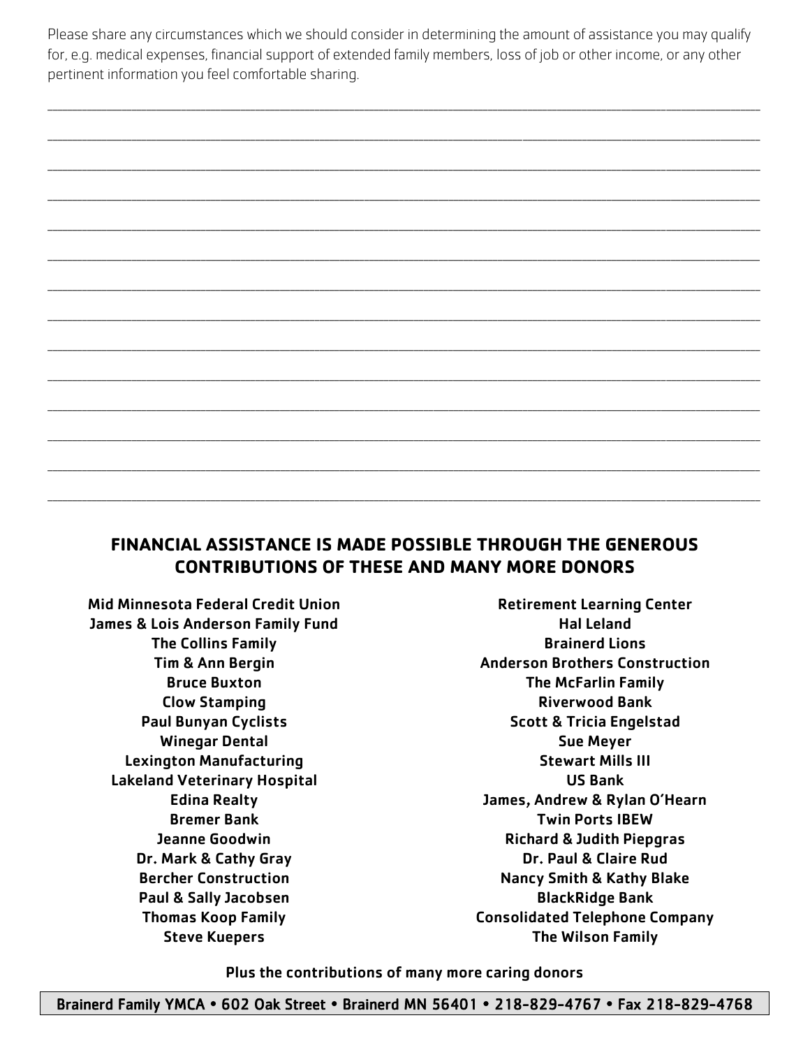Please share any circumstances which we should consider in determining the amount of assistance you may qualify for, e.g. medical expenses, financial support of extended family members, loss of job or other income, or any other pertinent information you feel comfortable sharing.

______________________________________________________________________________

______________________________________________________________________________

______________________________________________________________________________

______________________________________________________________________________

______________________________________________________________________________

______________________________________________________________________________

______________________________________________________________________________

______________________________________________________________________________

______________________________________________________________________________

______________________________________________________________________________

______________________________________________________________________________

______________________________________________________________________________

______________________________________________________________________________

______________________________________________________________________________

## FINANCIAL ASSISTANCE IS MADE POSSIBLE THROUGH THE GENEROUS CONTRIBUTIONS OF THESE AND MANY MORE DONORS

**Mid Minnesota Federal Credit Union**
**James & Lois Anderson Family Fund**
**The Collins Family**
**Tim & Ann Bergin**
**Bruce Buxton**
**Clow Stamping**
**Paul Bunyan Cyclists**
**Winegar Dental**
**Lexington Manufacturing**
**Lakeland Veterinary Hospital**
**Edina Realty**
**Bremer Bank**
**Jeanne Goodwin**
**Dr. Mark & Cathy Gray**
**Bercher Construction**
**Paul & Sally Jacobsen**
**Thomas Koop Family**
**Steve Kuepers**
**Retirement Learning Center**
**Hal Leland**
**Brainerd Lions**
**Anderson Brothers Construction**
**The McFarlin Family**
**Riverwood Bank**
**Scott & Tricia Engelstad**
**Sue Meyer**
**Stewart Mills III**
**US Bank**
**James, Andrew & Rylan O'Hearn**
**Twin Ports IBEW**
**Richard & Judith Piepgras**
**Dr. Paul & Claire Rud**
**Nancy Smith & Kathy Blake**
**BlackRidge Bank**
**Consolidated Telephone Company**
**The Wilson Family**

**Plus the contributions of many more caring donors**

Brainerd Family YMCA • 602 Oak Street • Brainerd MN 56401 • 218-829-4767 • Fax 218-829-4768